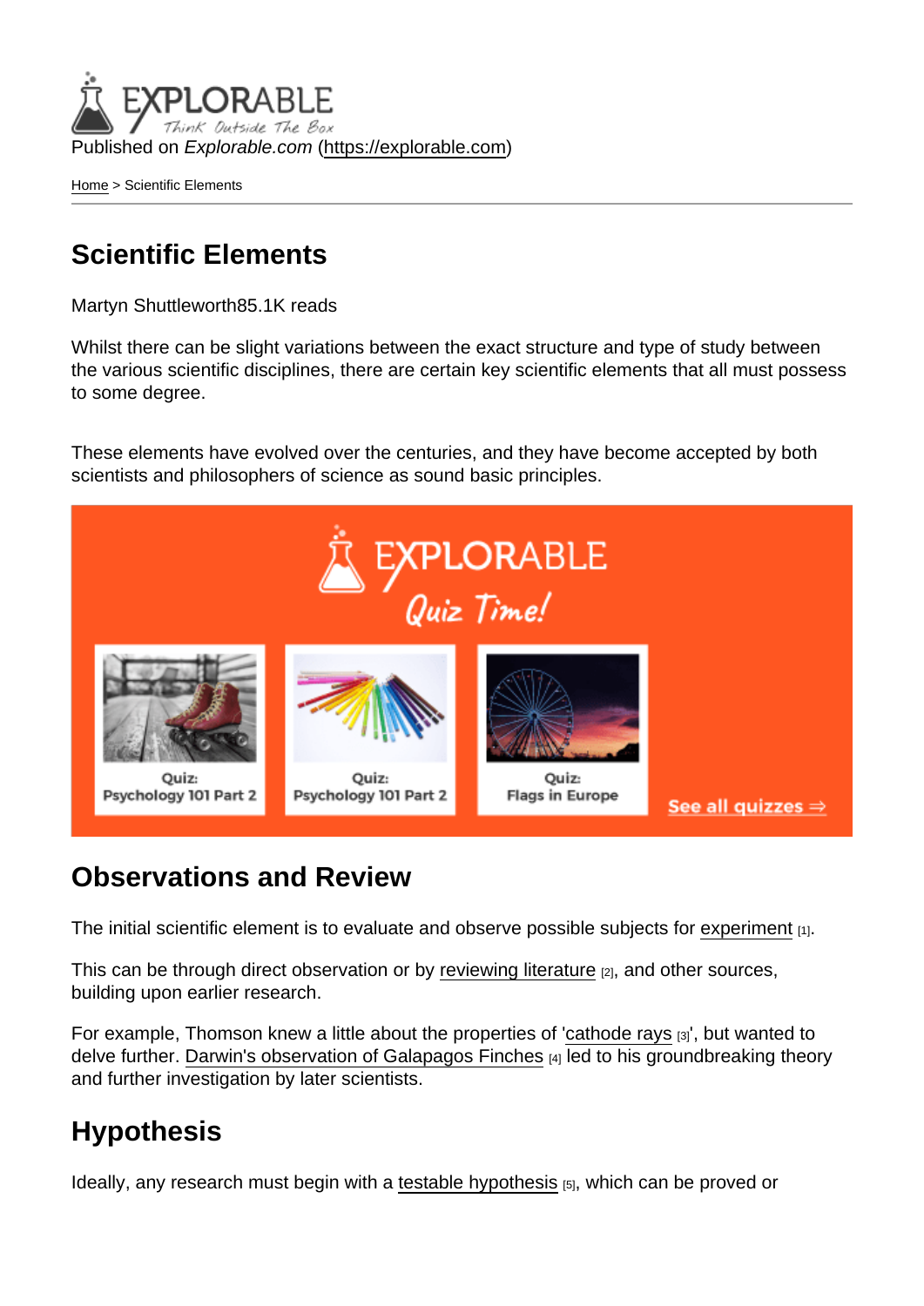Published on *Explorable.com* (https://explorable.com)

Home > Scientific Elements

# Scientific Elements

Martyn Shuttleworth85.1K reads

Whilst there can be slight variations between the exact structure and type of study between the various scientific disciplines, there are certain key scientific elements that all must possess to some degree.

These elements have evolved over the centuries, and they have become accepted by both scientists and philosophers of science as sound basic principles.

## Observations and Review

The initial scientific element is to evaluate and observe possible subjects for experiment [1].

This can be through direct observation or by reviewing literature [2], and other sources, building upon earlier research.

For example, Thomson knew a little about the properties of 'cathode rays [3]', but wanted to delve further. Darwin's observation of Galapagos Finches [4] led to his groundbreaking theory and further investigation by later scientists.

## Hypothesis

Ideally, any research must begin with a testable hypothesis [5], which can be proved or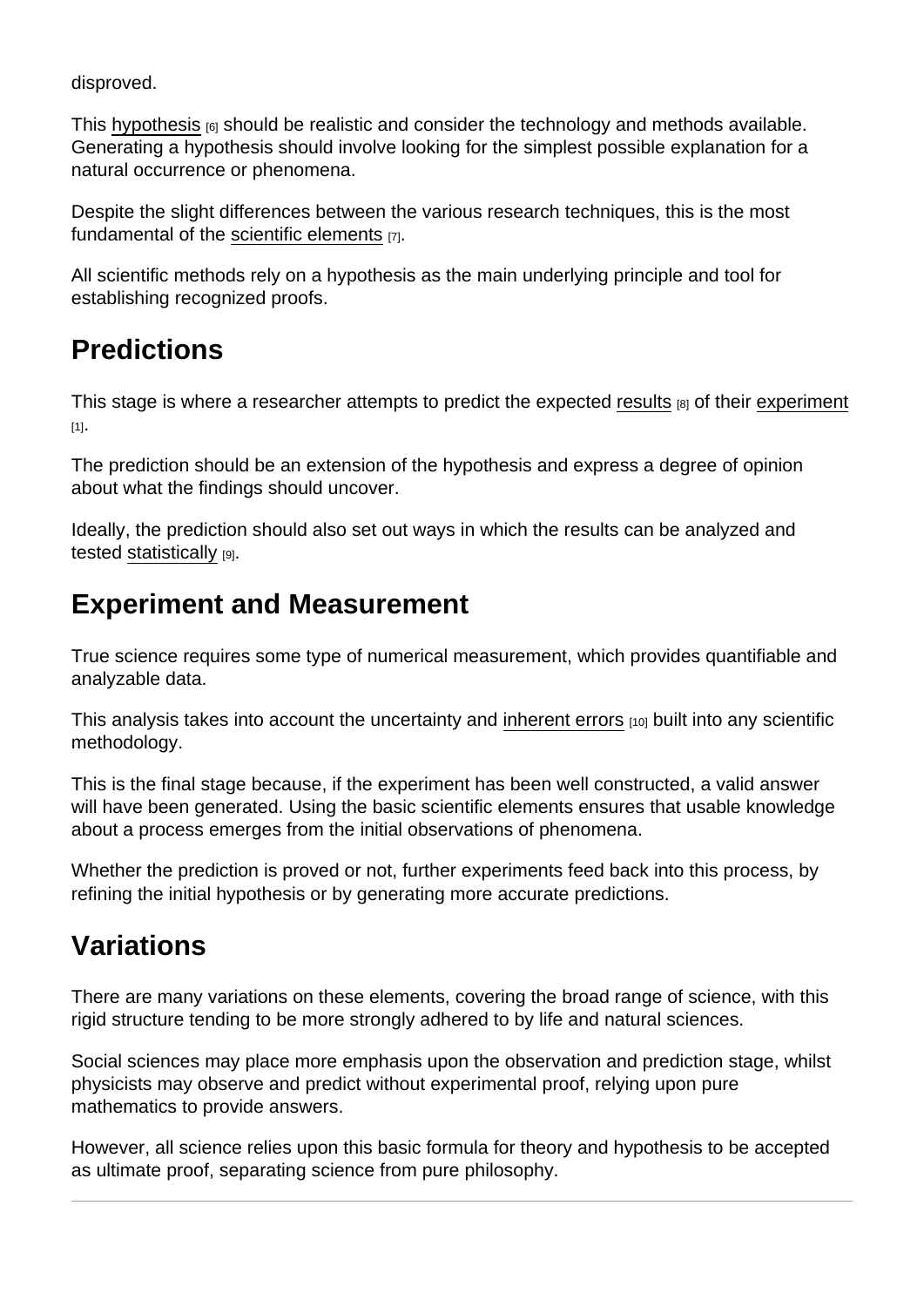disproved.

This hypothesis [6] should be realistic and consider the technology and methods available. Generating a hypothesis should involve looking for the simplest possible explanation for a natural occurrence or phenomena.

Despite the slight differences between the various research techniques, this is the most fundamental of the scientific elements [7].

All scientific methods rely on a hypothesis as the main underlying principle and tool for establishing recognized proofs.

## Predictions

This stage is where a researcher attempts to predict the expected results [8] of their experiment [1].

The prediction should be an extension of the hypothesis and express a degree of opinion about what the findings should uncover.

Ideally, the prediction should also set out ways in which the results can be analyzed and tested statistically [9].

## Experiment and Measurement

True science requires some type of numerical measurement, which provides quantifiable and analyzable data.

This analysis takes into account the uncertainty and inherent errors [10] built into any scientific methodology.

This is the final stage because, if the experiment has been well constructed, a valid answer will have been generated. Using the basic scientific elements ensures that usable knowledge about a process emerges from the initial observations of phenomena.

Whether the prediction is proved or not, further experiments feed back into this process, by refining the initial hypothesis or by generating more accurate predictions.

## Variations

There are many variations on these elements, covering the broad range of science, with this rigid structure tending to be more strongly adhered to by life and natural sciences.

Social sciences may place more emphasis upon the observation and prediction stage, whilst physicists may observe and predict without experimental proof, relying upon pure mathematics to provide answers.

However, all science relies upon this basic formula for theory and hypothesis to be accepted as ultimate proof, separating science from pure philosophy.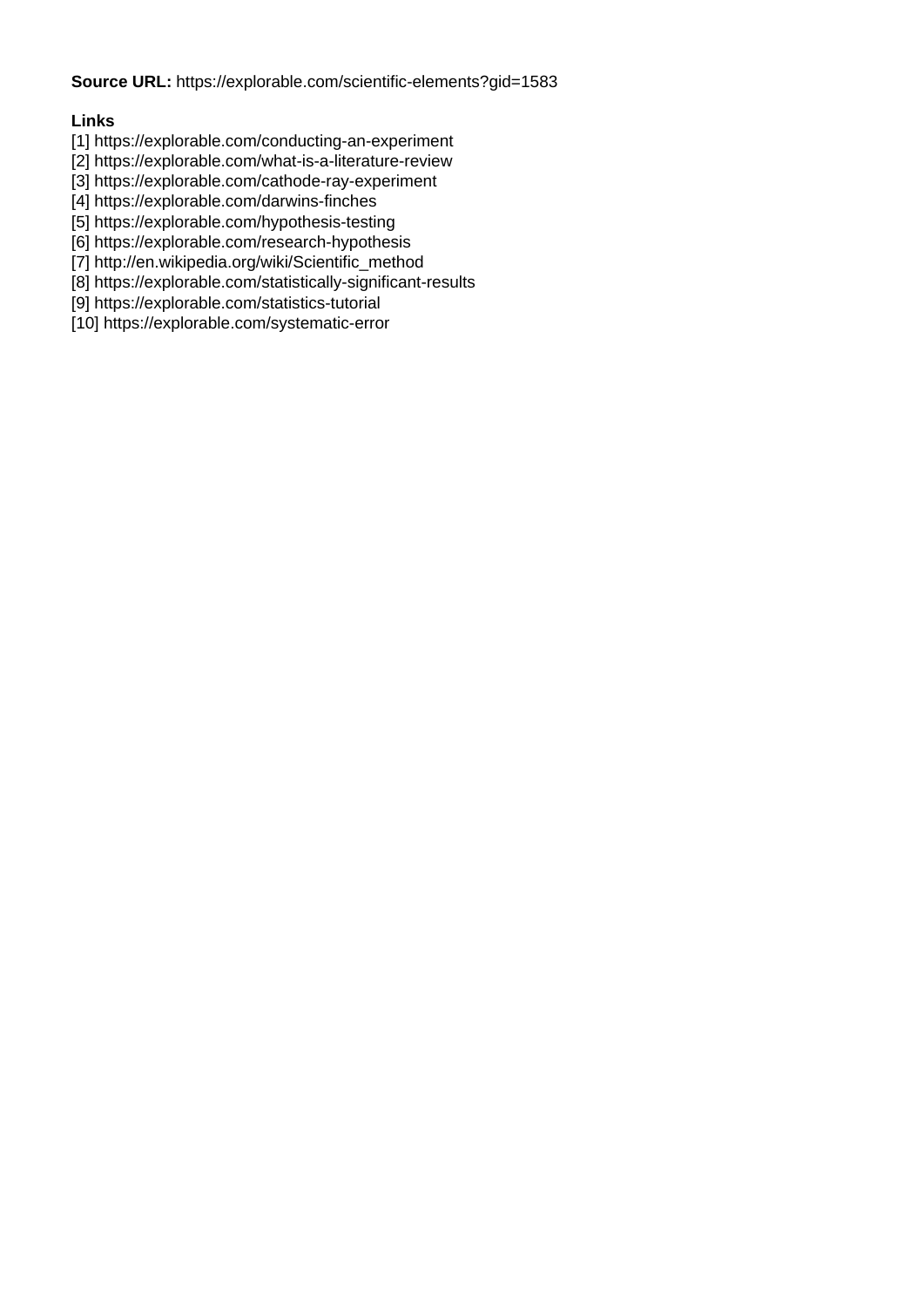**Source URL:** https://explorable.com/scientific-elements?gid=1583

**Links**

[1] https://explorable.com/conducting-an-experiment
[2] https://explorable.com/what-is-a-literature-review
[3] https://explorable.com/cathode-ray-experiment
[4] https://explorable.com/darwins-finches
[5] https://explorable.com/hypothesis-testing
[6] https://explorable.com/research-hypothesis
[7] http://en.wikipedia.org/wiki/Scientific_method
[8] https://explorable.com/statistically-significant-results
[9] https://explorable.com/statistics-tutorial
[10] https://explorable.com/systematic-error